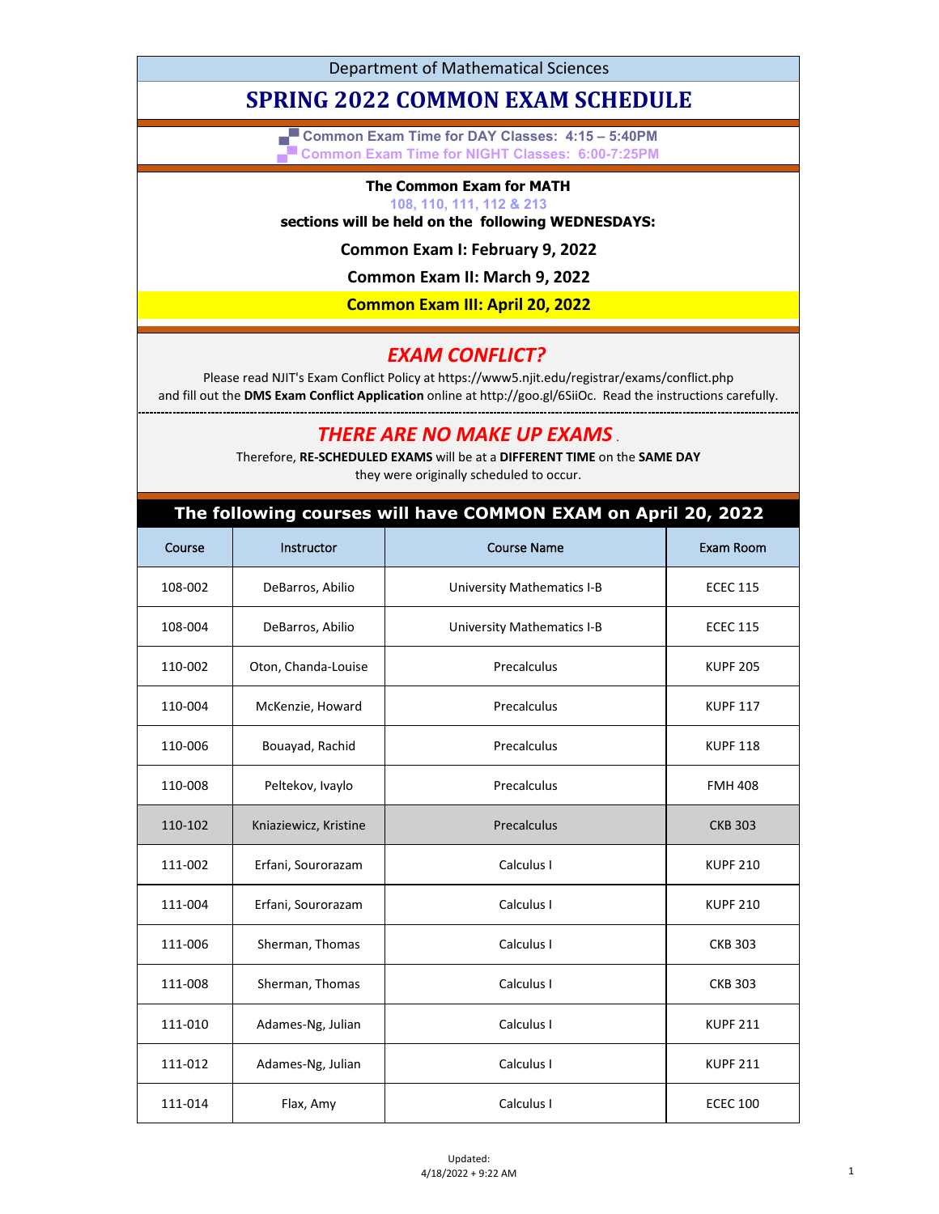Department of Mathematical Sciences

# SPRING 2022 COMMON EXAM SCHEDULE

**Common Exam Time for DAY Classes: 4:15 – 5:40PM**
**Common Exam Time for NIGHT Classes: 6:00-7:25PM**

**The Common Exam for MATH**
**108, 110, 111, 112 & 213**
**sections will be held on the following WEDNESDAYS:**

**Common Exam I: February 9, 2022**

**Common Exam II: March 9, 2022**

**Common Exam III: April 20, 2022**

## *EXAM CONFLICT?*

Please read NJIT's Exam Conflict Policy at https://www5.njit.edu/registrar/exams/conflict.php and fill out the **DMS Exam Conflict Application** online at http://goo.gl/6SiiOc. Read the instructions carefully.

## *THERE ARE NO MAKE UP EXAMS*.

Therefore, **RE-SCHEDULED EXAMS** will be at a **DIFFERENT TIME** on the **SAME DAY** they were originally scheduled to occur.

**The following courses will have COMMON EXAM on April 20, 2022**

| Course | Instructor | Course Name | Exam Room |
|---|---|---|---|
| 108-002 | DeBarros, Abilio | University Mathematics I-B | ECEC 115 |
| 108-004 | DeBarros, Abilio | University Mathematics I-B | ECEC 115 |
| 110-002 | Oton, Chanda-Louise | Precalculus | KUPF 205 |
| 110-004 | McKenzie, Howard | Precalculus | KUPF 117 |
| 110-006 | Bouayad, Rachid | Precalculus | KUPF 118 |
| 110-008 | Peltekov, Ivaylo | Precalculus | FMH 408 |
| 110-102 | Kniaziewicz, Kristine | Precalculus | CKB 303 |
| 111-002 | Erfani, Sourorazam | Calculus I | KUPF 210 |
| 111-004 | Erfani, Sourorazam | Calculus I | KUPF 210 |
| 111-006 | Sherman, Thomas | Calculus I | CKB 303 |
| 111-008 | Sherman, Thomas | Calculus I | CKB 303 |
| 111-010 | Adames-Ng, Julian | Calculus I | KUPF 211 |
| 111-012 | Adames-Ng, Julian | Calculus I | KUPF 211 |
| 111-014 | Flax, Amy | Calculus I | ECEC 100 |

Updated:
4/18/2022 + 9:22 AM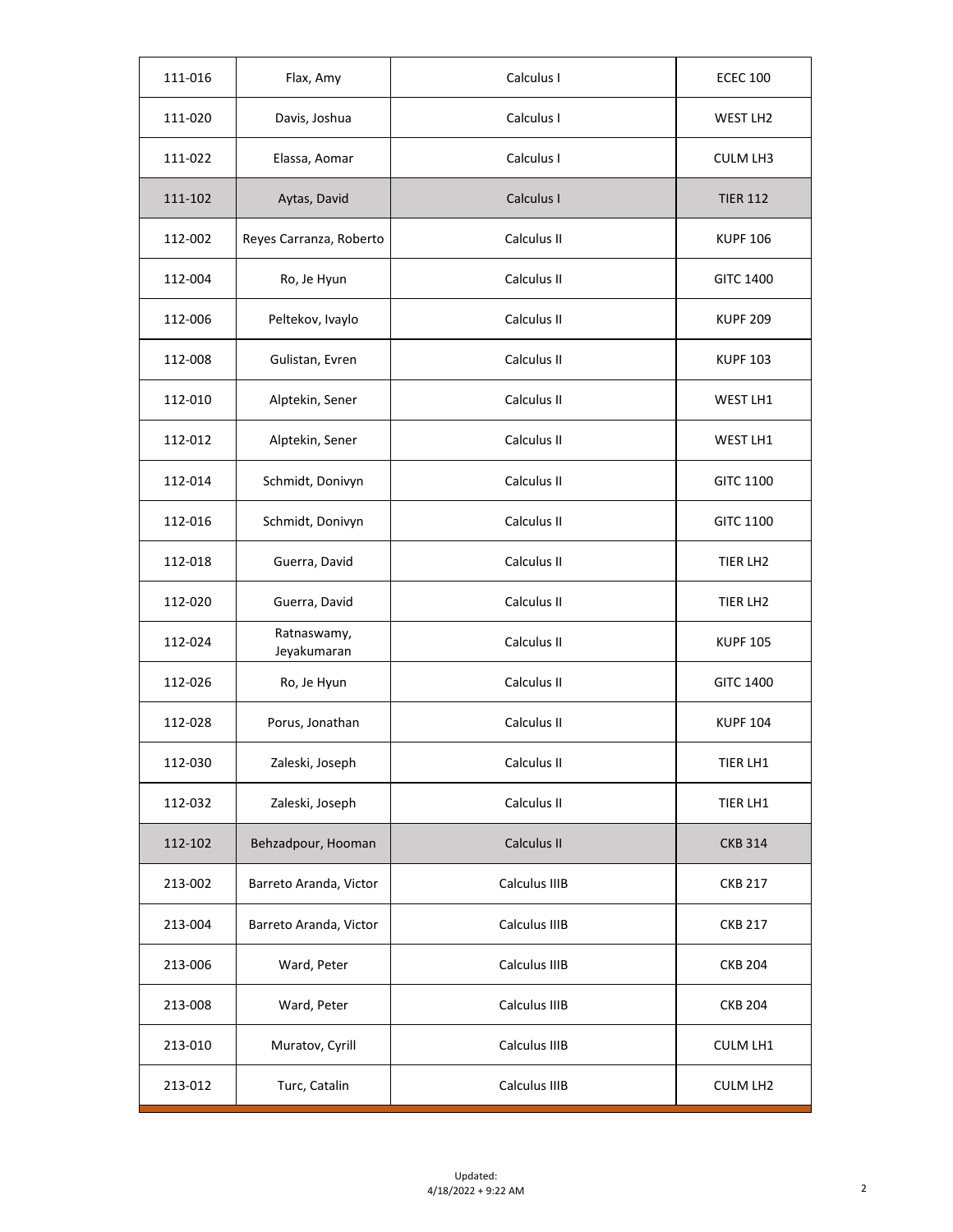| | | | |
|---|---|---|---|
| 111-016 | Flax, Amy | Calculus I | ECEC 100 |
| 111-020 | Davis, Joshua | Calculus I | WEST LH2 |
| 111-022 | Elassa, Aomar | Calculus I | CULM LH3 |
| 111-102 | Aytas, David | Calculus I | TIER 112 |
| 112-002 | Reyes Carranza, Roberto | Calculus II | KUPF 106 |
| 112-004 | Ro, Je Hyun | Calculus II | GITC 1400 |
| 112-006 | Peltekov, Ivaylo | Calculus II | KUPF 209 |
| 112-008 | Gulistan, Evren | Calculus II | KUPF 103 |
| 112-010 | Alptekin, Sener | Calculus II | WEST LH1 |
| 112-012 | Alptekin, Sener | Calculus II | WEST LH1 |
| 112-014 | Schmidt, Donivyn | Calculus II | GITC 1100 |
| 112-016 | Schmidt, Donivyn | Calculus II | GITC 1100 |
| 112-018 | Guerra, David | Calculus II | TIER LH2 |
| 112-020 | Guerra, David | Calculus II | TIER LH2 |
| 112-024 | Ratnaswamy, Jeyakumaran | Calculus II | KUPF 105 |
| 112-026 | Ro, Je Hyun | Calculus II | GITC 1400 |
| 112-028 | Porus, Jonathan | Calculus II | KUPF 104 |
| 112-030 | Zaleski, Joseph | Calculus II | TIER LH1 |
| 112-032 | Zaleski, Joseph | Calculus II | TIER LH1 |
| 112-102 | Behzadpour, Hooman | Calculus II | CKB 314 |
| 213-002 | Barreto Aranda, Victor | Calculus IIIB | CKB 217 |
| 213-004 | Barreto Aranda, Victor | Calculus IIIB | CKB 217 |
| 213-006 | Ward, Peter | Calculus IIIB | CKB 204 |
| 213-008 | Ward, Peter | Calculus IIIB | CKB 204 |
| 213-010 | Muratov, Cyrill | Calculus IIIB | CULM LH1 |
| 213-012 | Turc, Catalin | Calculus IIIB | CULM LH2 |

Updated:
4/18/2022 + 9:22 AM